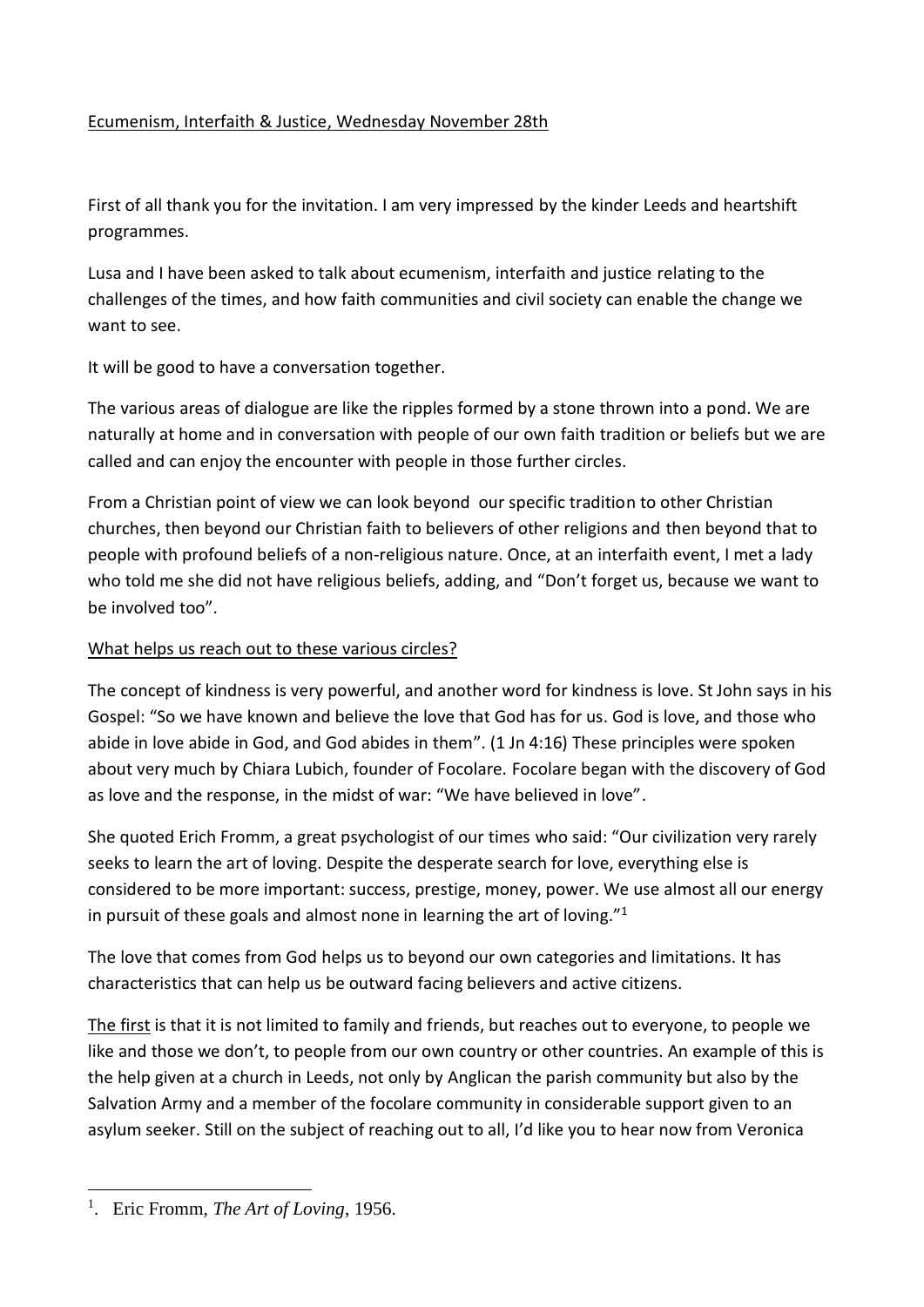Ecumenism, Interfaith & Justice, Wednesday November 28th

First of all thank you for the invitation. I am very impressed by the kinder Leeds and heartshift programmes.

Lusa and I have been asked to talk about ecumenism, interfaith and justice relating to the challenges of the times, and how faith communities and civil society can enable the change we want to see.

It will be good to have a conversation together.

The various areas of dialogue are like the ripples formed by a stone thrown into a pond. We are naturally at home and in conversation with people of our own faith tradition or beliefs but we are called and can enjoy the encounter with people in those further circles.

From a Christian point of view we can look beyond our specific tradition to other Christian churches, then beyond our Christian faith to believers of other religions and then beyond that to people with profound beliefs of a non-religious nature. Once, at an interfaith event, I met a lady who told me she did not have religious beliefs, adding, and "Don't forget us, because we want to be involved too".

What helps us reach out to these various circles?

The concept of kindness is very powerful, and another word for kindness is love. St John says in his Gospel: "So we have known and believe the love that God has for us. God is love, and those who abide in love abide in God, and God abides in them". (1 Jn 4:16) These principles were spoken about very much by Chiara Lubich, founder of Focolare. Focolare began with the discovery of God as love and the response, in the midst of war: "We have believed in love".

She quoted Erich Fromm, a great psychologist of our times who said: "Our civilization very rarely seeks to learn the art of loving. Despite the desperate search for love, everything else is considered to be more important: success, prestige, money, power. We use almost all our energy in pursuit of these goals and almost none in learning the art of loving."[1]

The love that comes from God helps us to beyond our own categories and limitations. It has characteristics that can help us be outward facing believers and active citizens.

The first is that it is not limited to family and friends, but reaches out to everyone, to people we like and those we don't, to people from our own country or other countries. An example of this is the help given at a church in Leeds, not only by Anglican the parish community but also by the Salvation Army and a member of the focolare community in considerable support given to an asylum seeker. Still on the subject of reaching out to all, I'd like you to hear now from Veronica

---

[1]. Eric Fromm, *The Art of Loving*, 1956.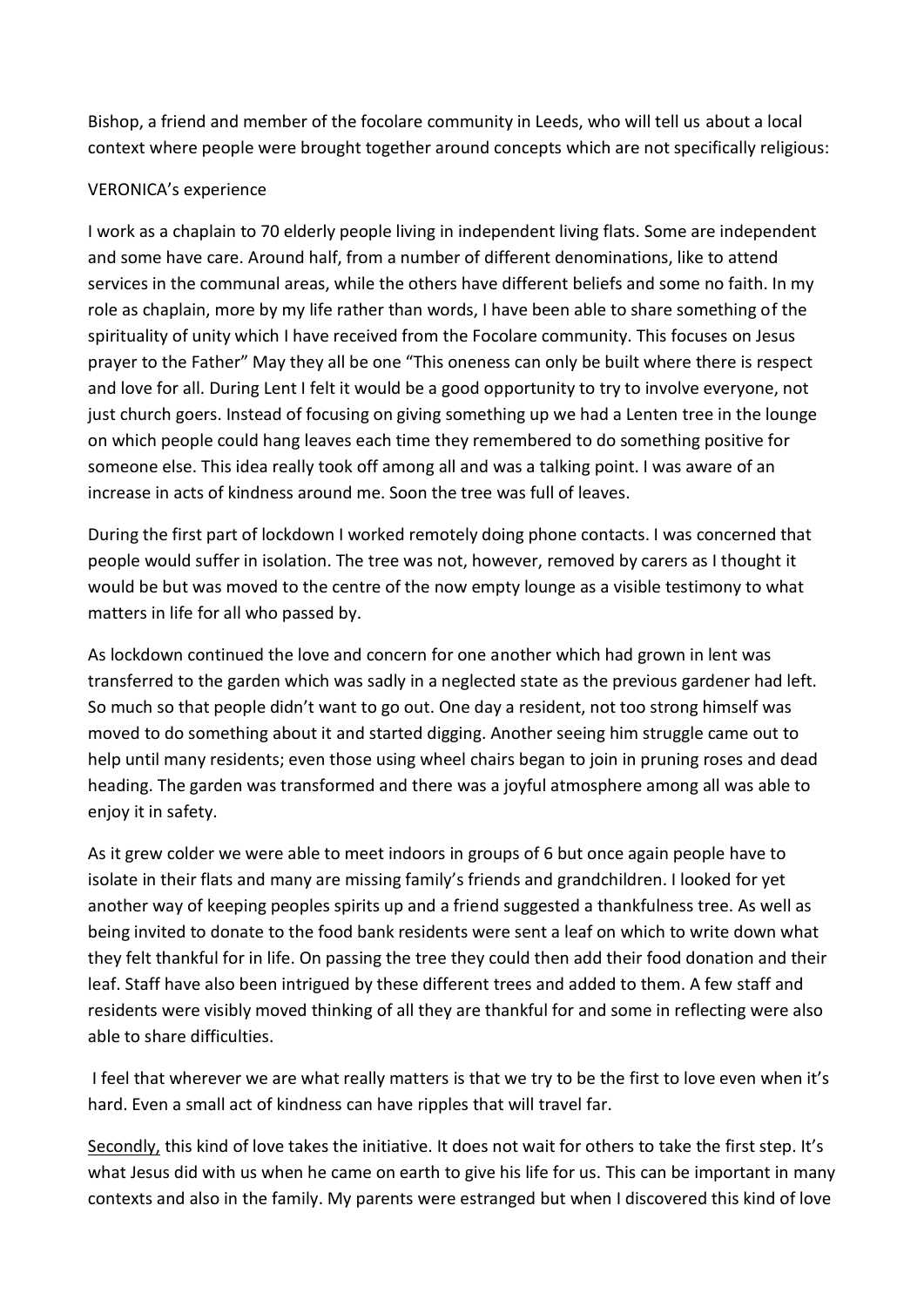Bishop, a friend and member of the focolare community in Leeds, who will tell us about a local context where people were brought together around concepts which are not specifically religious:

VERONICA's experience

I work as a chaplain to 70 elderly people living in independent living flats. Some are independent and some have care. Around half, from a number of different denominations, like to attend services in the communal areas, while the others have different beliefs and some no faith. In my role as chaplain, more by my life rather than words, I have been able to share something of the spirituality of unity which I have received from the Focolare community. This focuses on Jesus prayer to the Father" May they all be one "This oneness can only be built where there is respect and love for all. During Lent I felt it would be a good opportunity to try to involve everyone, not just church goers. Instead of focusing on giving something up we had a Lenten tree in the lounge on which people could hang leaves each time they remembered to do something positive for someone else. This idea really took off among all and was a talking point. I was aware of an increase in acts of kindness around me. Soon the tree was full of leaves.

During the first part of lockdown I worked remotely doing phone contacts. I was concerned that people would suffer in isolation. The tree was not, however, removed by carers as I thought it would be but was moved to the centre of the now empty lounge as a visible testimony to what matters in life for all who passed by.

As lockdown continued the love and concern for one another which had grown in lent was transferred to the garden which was sadly in a neglected state as the previous gardener had left. So much so that people didn't want to go out. One day a resident, not too strong himself was moved to do something about it and started digging. Another seeing him struggle came out to help until many residents; even those using wheel chairs began to join in pruning roses and dead heading. The garden was transformed and there was a joyful atmosphere among all was able to enjoy it in safety.

As it grew colder we were able to meet indoors in groups of 6 but once again people have to isolate in their flats and many are missing family's friends and grandchildren. I looked for yet another way of keeping peoples spirits up and a friend suggested a thankfulness tree. As well as being invited to donate to the food bank residents were sent a leaf on which to write down what they felt thankful for in life. On passing the tree they could then add their food donation and their leaf. Staff have also been intrigued by these different trees and added to them. A few staff and residents were visibly moved thinking of all they are thankful for and some in reflecting were also able to share difficulties.

I feel that wherever we are what really matters is that we try to be the first to love even when it's hard. Even a small act of kindness can have ripples that will travel far.

<u>Secondly,</u> this kind of love takes the initiative. It does not wait for others to take the first step. It's what Jesus did with us when he came on earth to give his life for us. This can be important in many contexts and also in the family. My parents were estranged but when I discovered this kind of love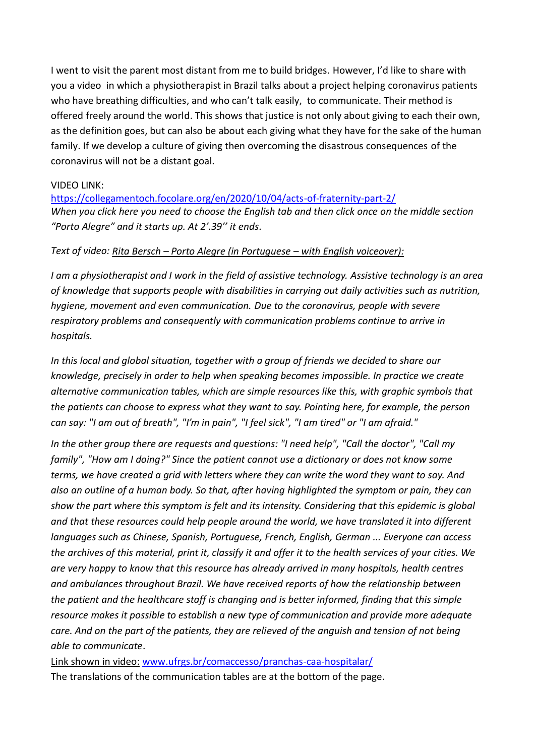I went to visit the parent most distant from me to build bridges. However, I'd like to share with you a video in which a physiotherapist in Brazil talks about a project helping coronavirus patients who have breathing difficulties, and who can't talk easily, to communicate. Their method is offered freely around the world. This shows that justice is not only about giving to each their own, as the definition goes, but can also be about each giving what they have for the sake of the human family. If we develop a culture of giving then overcoming the disastrous consequences of the coronavirus will not be a distant goal.

VIDEO LINK:
[https://collegamentoch.focolare.org/en/2020/10/04/acts-of-fraternity-part-2/](https://collegamentoch.focolare.org/en/2020/10/04/acts-of-fraternity-part-2/)
*When you click here you need to choose the English tab and then click once on the middle section "Porto Alegre" and it starts up. At 2'.39'' it ends.*

*Text of video: Rita Bersch – Porto Alegre (in Portuguese – with English voiceover):*

*I am a physiotherapist and I work in the field of assistive technology. Assistive technology is an area of knowledge that supports people with disabilities in carrying out daily activities such as nutrition, hygiene, movement and even communication. Due to the coronavirus, people with severe respiratory problems and consequently with communication problems continue to arrive in hospitals.*

*In this local and global situation, together with a group of friends we decided to share our knowledge, precisely in order to help when speaking becomes impossible. In practice we create alternative communication tables, which are simple resources like this, with graphic symbols that the patients can choose to express what they want to say. Pointing here, for example, the person can say: "I am out of breath", "I'm in pain", "I feel sick", "I am tired" or "I am afraid."*

*In the other group there are requests and questions: "I need help", "Call the doctor", "Call my family", "How am I doing?" Since the patient cannot use a dictionary or does not know some terms, we have created a grid with letters where they can write the word they want to say. And also an outline of a human body. So that, after having highlighted the symptom or pain, they can show the part where this symptom is felt and its intensity. Considering that this epidemic is global and that these resources could help people around the world, we have translated it into different languages such as Chinese, Spanish, Portuguese, French, English, German ... Everyone can access the archives of this material, print it, classify it and offer it to the health services of your cities. We are very happy to know that this resource has already arrived in many hospitals, health centres and ambulances throughout Brazil. We have received reports of how the relationship between the patient and the healthcare staff is changing and is better informed, finding that this simple resource makes it possible to establish a new type of communication and provide more adequate care. And on the part of the patients, they are relieved of the anguish and tension of not being able to communicate.*

Link shown in video: [www.ufrgs.br/comaccesso/pranchas-caa-hospitalar/](http://www.ufrgs.br/comaccesso/pranchas-caa-hospitalar/)
The translations of the communication tables are at the bottom of the page.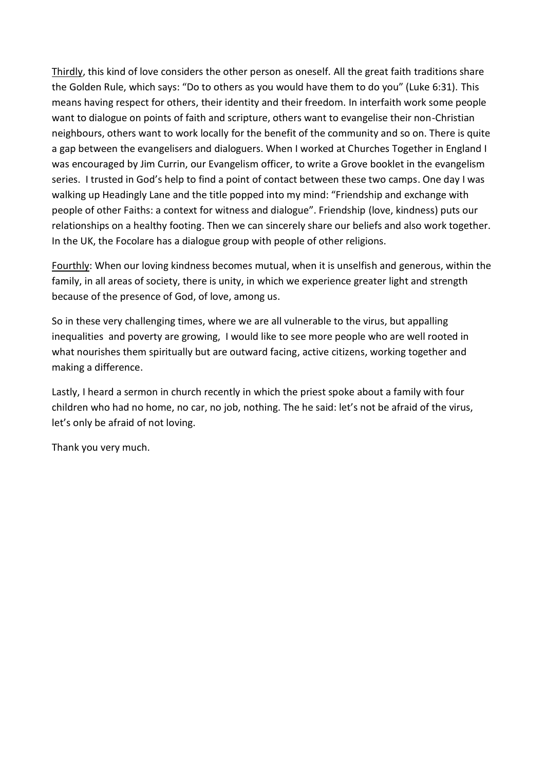<u>Thirdly</u>, this kind of love considers the other person as oneself. All the great faith traditions share the Golden Rule, which says: "Do to others as you would have them to do you" (Luke 6:31). This means having respect for others, their identity and their freedom. In interfaith work some people want to dialogue on points of faith and scripture, others want to evangelise their non-Christian neighbours, others want to work locally for the benefit of the community and so on. There is quite a gap between the evangelisers and dialoguers. When I worked at Churches Together in England I was encouraged by Jim Currin, our Evangelism officer, to write a Grove booklet in the evangelism series. I trusted in God's help to find a point of contact between these two camps. One day I was walking up Headingly Lane and the title popped into my mind: "Friendship and exchange with people of other Faiths: a context for witness and dialogue". Friendship (love, kindness) puts our relationships on a healthy footing. Then we can sincerely share our beliefs and also work together. In the UK, the Focolare has a dialogue group with people of other religions.

<u>Fourthly</u>: When our loving kindness becomes mutual, when it is unselfish and generous, within the family, in all areas of society, there is unity, in which we experience greater light and strength because of the presence of God, of love, among us.

So in these very challenging times, where we are all vulnerable to the virus, but appalling inequalities and poverty are growing, I would like to see more people who are well rooted in what nourishes them spiritually but are outward facing, active citizens, working together and making a difference.

Lastly, I heard a sermon in church recently in which the priest spoke about a family with four children who had no home, no car, no job, nothing. The he said: let's not be afraid of the virus, let's only be afraid of not loving.

Thank you very much.